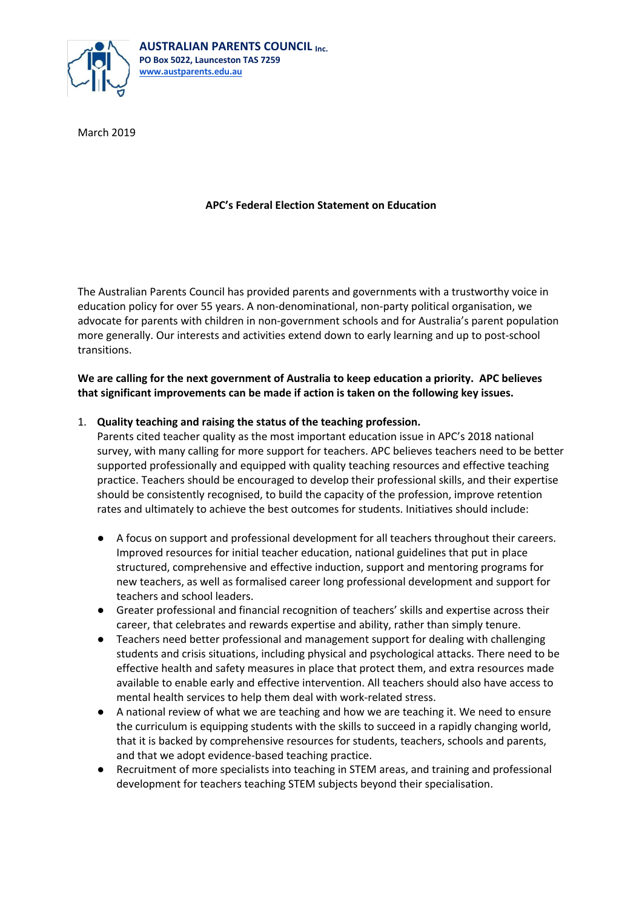**AUSTRALIAN PARENTS COUNCIL Inc.**
**PO Box 5022, Launceston TAS 7259**
**www.austparents.edu.au**

March 2019

# APC's Federal Election Statement on Education

The Australian Parents Council has provided parents and governments with a trustworthy voice in education policy for over 55 years. A non-denominational, non-party political organisation, we advocate for parents with children in non-government schools and for Australia's parent population more generally. Our interests and activities extend down to early learning and up to post-school transitions.

**We are calling for the next government of Australia to keep education a priority. APC believes that significant improvements can be made if action is taken on the following key issues.**

1. **Quality teaching and raising the status of the teaching profession.**
   Parents cited teacher quality as the most important education issue in APC's 2018 national survey, with many calling for more support for teachers. APC believes teachers need to be better supported professionally and equipped with quality teaching resources and effective teaching practice. Teachers should be encouraged to develop their professional skills, and their expertise should be consistently recognised, to build the capacity of the profession, improve retention rates and ultimately to achieve the best outcomes for students. Initiatives should include:

   - A focus on support and professional development for all teachers throughout their careers. Improved resources for initial teacher education, national guidelines that put in place structured, comprehensive and effective induction, support and mentoring programs for new teachers, as well as formalised career long professional development and support for teachers and school leaders.
   - Greater professional and financial recognition of teachers' skills and expertise across their career, that celebrates and rewards expertise and ability, rather than simply tenure.
   - Teachers need better professional and management support for dealing with challenging students and crisis situations, including physical and psychological attacks. There need to be effective health and safety measures in place that protect them, and extra resources made available to enable early and effective intervention. All teachers should also have access to mental health services to help them deal with work-related stress.
   - A national review of what we are teaching and how we are teaching it. We need to ensure the curriculum is equipping students with the skills to succeed in a rapidly changing world, that it is backed by comprehensive resources for students, teachers, schools and parents, and that we adopt evidence-based teaching practice.
   - Recruitment of more specialists into teaching in STEM areas, and training and professional development for teachers teaching STEM subjects beyond their specialisation.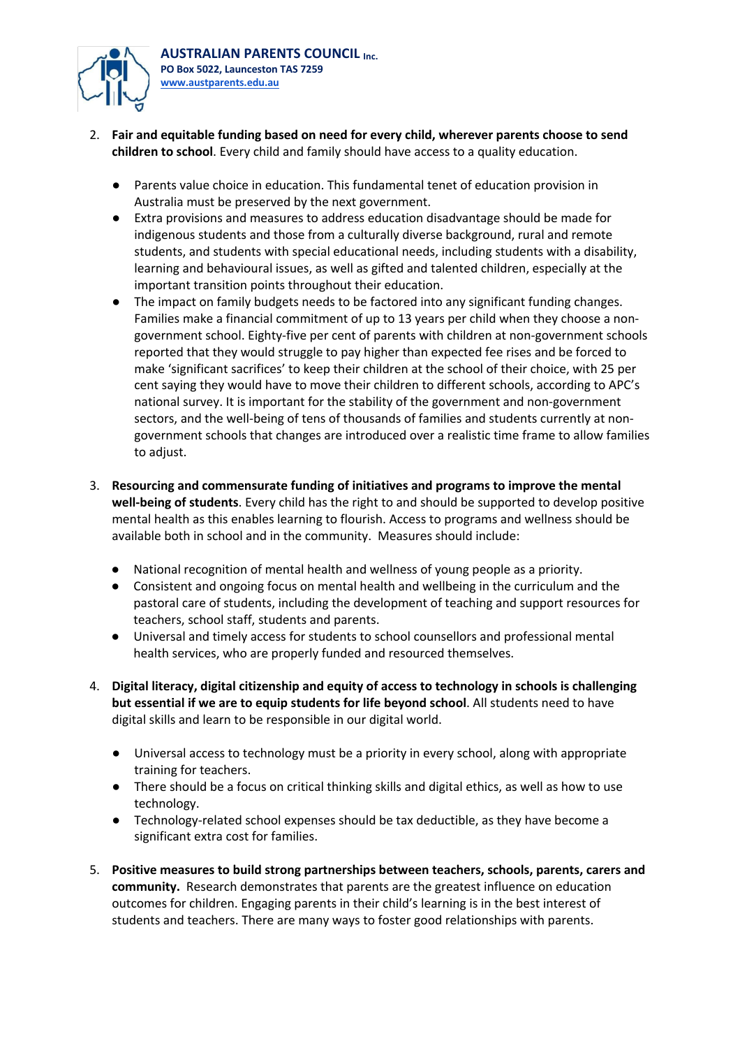2. **Fair and equitable funding based on need for every child, wherever parents choose to send children to school**. Every child and family should have access to a quality education.

   - Parents value choice in education. This fundamental tenet of education provision in Australia must be preserved by the next government.
   - Extra provisions and measures to address education disadvantage should be made for indigenous students and those from a culturally diverse background, rural and remote students, and students with special educational needs, including students with a disability, learning and behavioural issues, as well as gifted and talented children, especially at the important transition points throughout their education.
   - The impact on family budgets needs to be factored into any significant funding changes. Families make a financial commitment of up to 13 years per child when they choose a non-government school. Eighty-five per cent of parents with children at non-government schools reported that they would struggle to pay higher than expected fee rises and be forced to make 'significant sacrifices' to keep their children at the school of their choice, with 25 per cent saying they would have to move their children to different schools, according to APC's national survey. It is important for the stability of the government and non-government sectors, and the well-being of tens of thousands of families and students currently at non-government schools that changes are introduced over a realistic time frame to allow families to adjust.

3. **Resourcing and commensurate funding of initiatives and programs to improve the mental well-being of students**. Every child has the right to and should be supported to develop positive mental health as this enables learning to flourish. Access to programs and wellness should be available both in school and in the community. Measures should include:

   - National recognition of mental health and wellness of young people as a priority.
   - Consistent and ongoing focus on mental health and wellbeing in the curriculum and the pastoral care of students, including the development of teaching and support resources for teachers, school staff, students and parents.
   - Universal and timely access for students to school counsellors and professional mental health services, who are properly funded and resourced themselves.

4. **Digital literacy, digital citizenship and equity of access to technology in schools is challenging but essential if we are to equip students for life beyond school**. All students need to have digital skills and learn to be responsible in our digital world.

   - Universal access to technology must be a priority in every school, along with appropriate training for teachers.
   - There should be a focus on critical thinking skills and digital ethics, as well as how to use technology.
   - Technology-related school expenses should be tax deductible, as they have become a significant extra cost for families.

5. **Positive measures to build strong partnerships between teachers, schools, parents, carers and community.** Research demonstrates that parents are the greatest influence on education outcomes for children. Engaging parents in their child's learning is in the best interest of students and teachers. There are many ways to foster good relationships with parents.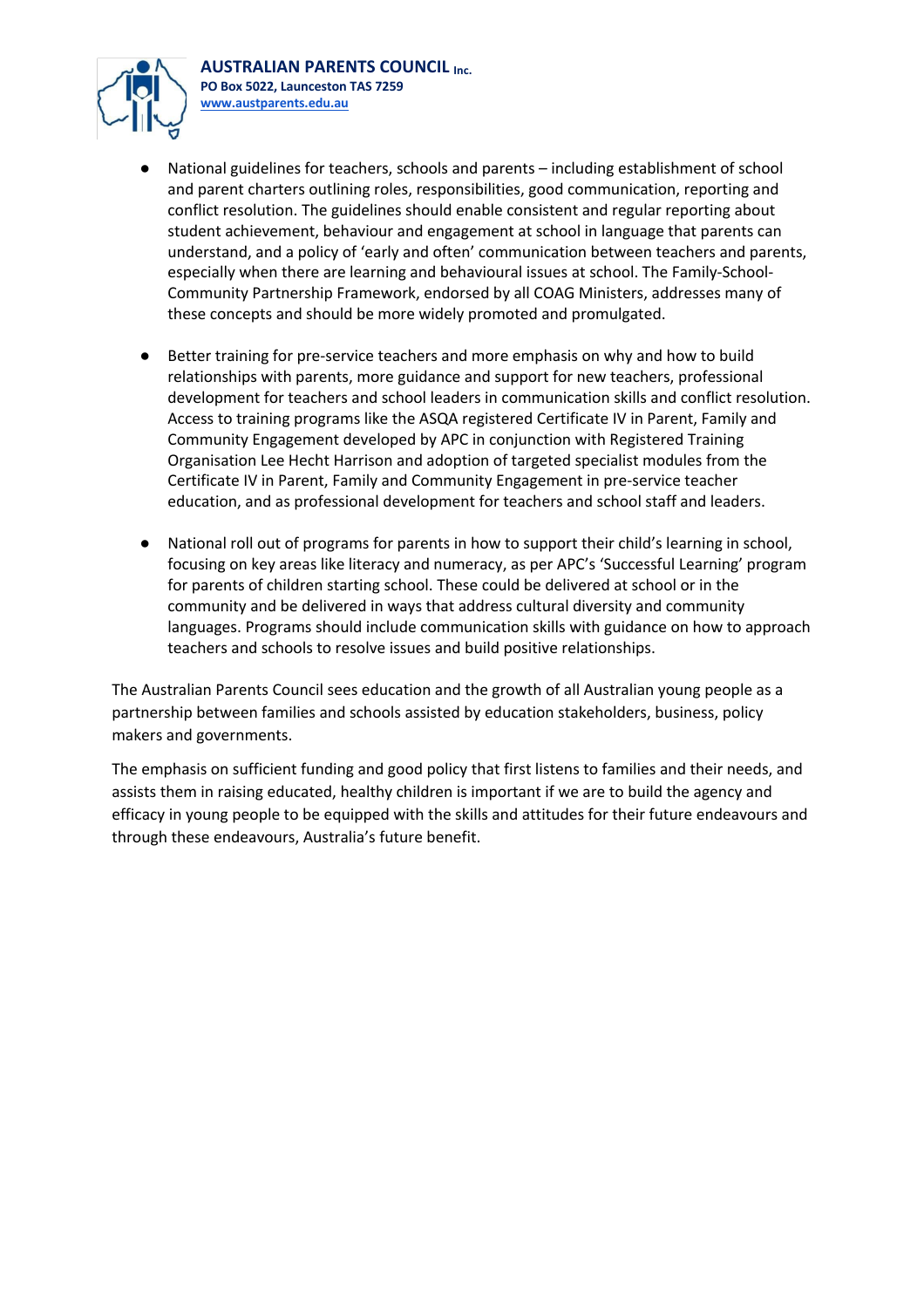- National guidelines for teachers, schools and parents – including establishment of school and parent charters outlining roles, responsibilities, good communication, reporting and conflict resolution. The guidelines should enable consistent and regular reporting about student achievement, behaviour and engagement at school in language that parents can understand, and a policy of 'early and often' communication between teachers and parents, especially when there are learning and behavioural issues at school. The Family-School-Community Partnership Framework, endorsed by all COAG Ministers, addresses many of these concepts and should be more widely promoted and promulgated.

- Better training for pre-service teachers and more emphasis on why and how to build relationships with parents, more guidance and support for new teachers, professional development for teachers and school leaders in communication skills and conflict resolution. Access to training programs like the ASQA registered Certificate IV in Parent, Family and Community Engagement developed by APC in conjunction with Registered Training Organisation Lee Hecht Harrison and adoption of targeted specialist modules from the Certificate IV in Parent, Family and Community Engagement in pre-service teacher education, and as professional development for teachers and school staff and leaders.

- National roll out of programs for parents in how to support their child's learning in school, focusing on key areas like literacy and numeracy, as per APC's 'Successful Learning' program for parents of children starting school. These could be delivered at school or in the community and be delivered in ways that address cultural diversity and community languages. Programs should include communication skills with guidance on how to approach teachers and schools to resolve issues and build positive relationships.

The Australian Parents Council sees education and the growth of all Australian young people as a partnership between families and schools assisted by education stakeholders, business, policy makers and governments.

The emphasis on sufficient funding and good policy that first listens to families and their needs, and assists them in raising educated, healthy children is important if we are to build the agency and efficacy in young people to be equipped with the skills and attitudes for their future endeavours and through these endeavours, Australia's future benefit.